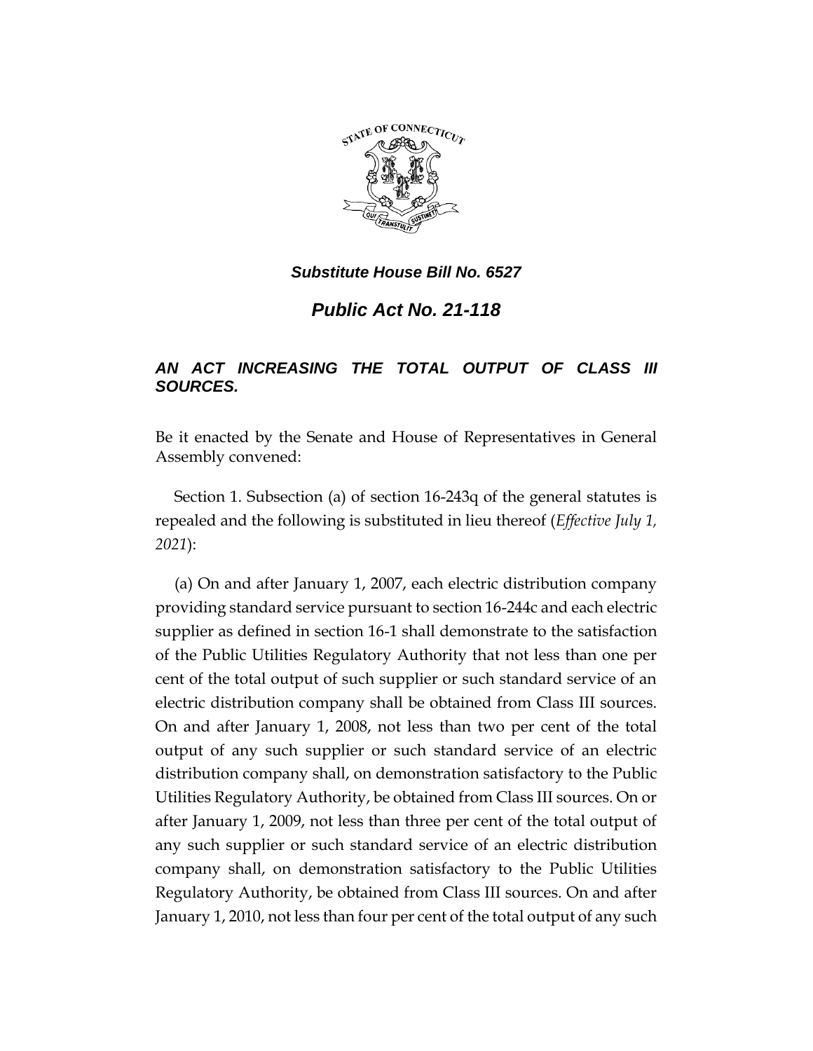***Substitute House Bill No. 6527***

## *Public Act No. 21-118*

### *AN ACT INCREASING THE TOTAL OUTPUT OF CLASS III SOURCES.*

Be it enacted by the Senate and House of Representatives in General Assembly convened:

Section 1. Subsection (a) of section 16-243q of the general statutes is repealed and the following is substituted in lieu thereof (*Effective July 1, 2021*):

(a) On and after January 1, 2007, each electric distribution company providing standard service pursuant to section 16-244c and each electric supplier as defined in section 16-1 shall demonstrate to the satisfaction of the Public Utilities Regulatory Authority that not less than one per cent of the total output of such supplier or such standard service of an electric distribution company shall be obtained from Class III sources. On and after January 1, 2008, not less than two per cent of the total output of any such supplier or such standard service of an electric distribution company shall, on demonstration satisfactory to the Public Utilities Regulatory Authority, be obtained from Class III sources. On or after January 1, 2009, not less than three per cent of the total output of any such supplier or such standard service of an electric distribution company shall, on demonstration satisfactory to the Public Utilities Regulatory Authority, be obtained from Class III sources. On and after January 1, 2010, not less than four per cent of the total output of any such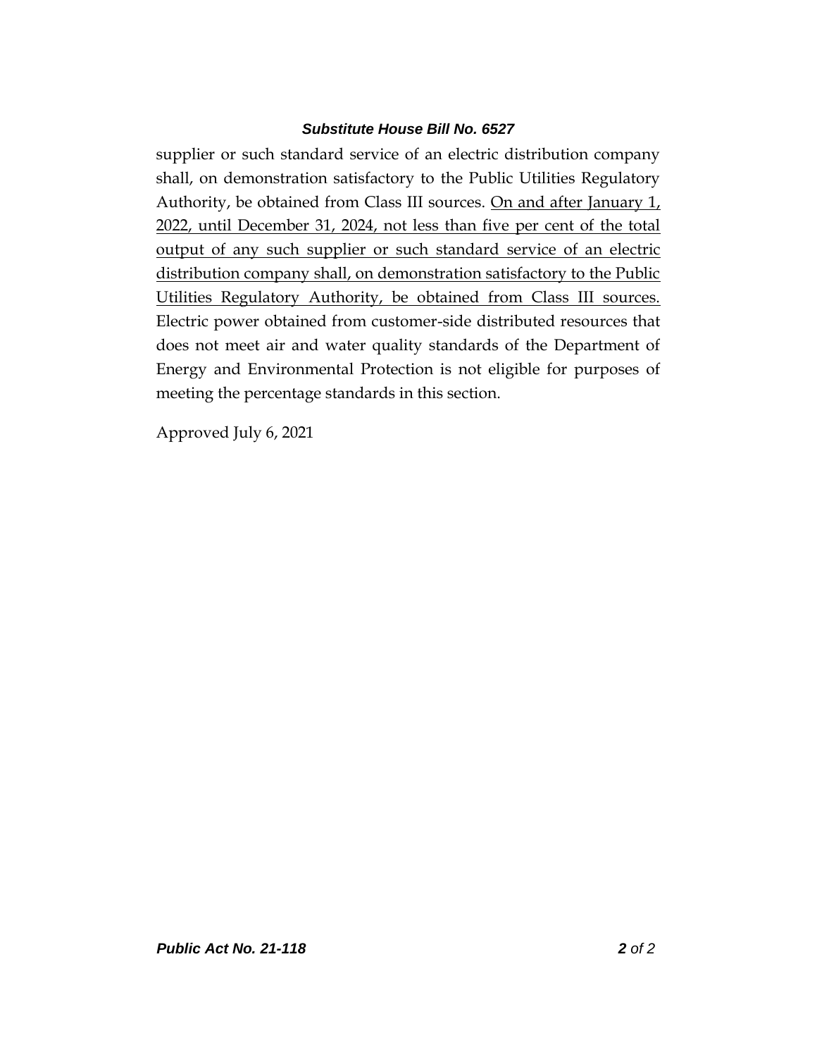supplier or such standard service of an electric distribution company shall, on demonstration satisfactory to the Public Utilities Regulatory Authority, be obtained from Class III sources. <u>On and after January 1, 2022, until December 31, 2024, not less than five per cent of the total output of any such supplier or such standard service of an electric distribution company shall, on demonstration satisfactory to the Public Utilities Regulatory Authority, be obtained from Class III sources.</u> Electric power obtained from customer-side distributed resources that does not meet air and water quality standards of the Department of Energy and Environmental Protection is not eligible for purposes of meeting the percentage standards in this section.

Approved July 6, 2021